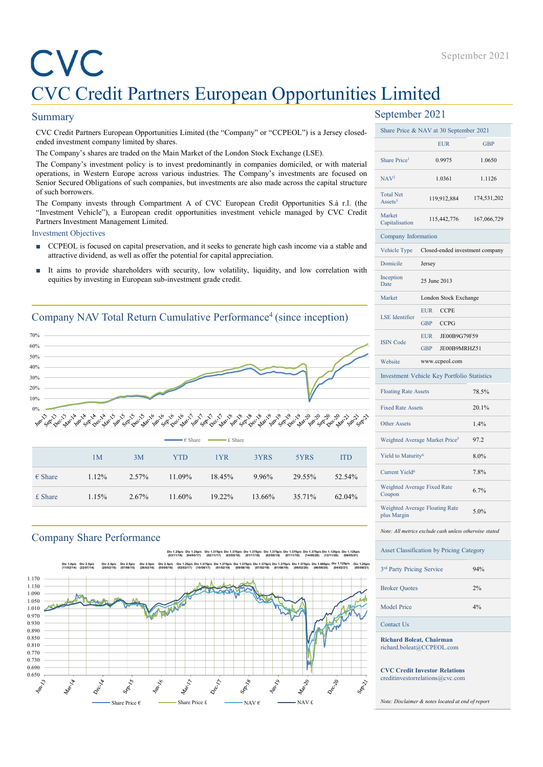# CVC

# CVC Credit Partners European Opportunities Limited

## Summary

CVC Credit Partners European Opportunities Limited (the "Company" or "CCPEOL") is a Jersey closed-ended investment company limited by shares.

The Company's shares are traded on the Main Market of the London Stock Exchange (LSE).

The Company's investment policy is to invest predominantly in companies domiciled, or with material operations, in Western Europe across various industries. The Company's investments are focused on Senior Secured Obligations of such companies, but investments are also made across the capital structure of such borrowers.

The Company invests through Compartment A of CVC European Credit Opportunities S.à r.l. (the "Investment Vehicle"), a European credit opportunities investment vehicle managed by CVC Credit Partners Investment Management Limited.

### Investment Objectives

- CCPEOL is focused on capital preservation, and it seeks to generate high cash income via a stable and attractive dividend, as well as offer the potential for capital appreciation.
- It aims to provide shareholders with security, low volatility, liquidity, and low correlation with equities by investing in European sub-investment grade credit.

## Company NAV Total Return Cumulative Performance[4] (since inception)

| | 1M | 3M | YTD | 1YR | 3YRS | 5YRS | ITD |
|---|---|---|---|---|---|---|---|
| € Share | 1.12% | 2.57% | 11.09% | 18.45% | 9.96% | 29.55% | 52.54% |
| £ Share | 1.15% | 2.67% | 11.60% | 19.22% | 13.66% | 35.71% | 62.04% |

## Company Share Performance

## September 2021

| Share Price & NAV at 30 September 2021 | EUR | GBP |
|---|---|---|
| Share Price[1] | 0.9975 | 1.0650 |
| NAV[2] | 1.0361 | 1.1126 |
| Total Net Assets[3] | 119,912,884 | 174,531,202 |
| Market Capitalisation | 115,442,776 | 167,066,729 |

### Company Information

| | |
|---|---|
| Vehicle Type | Closed-ended investment company |
| Domicile | Jersey |
| Inception Date | 25 June 2013 |
| Market | London Stock Exchange |
| LSE Identifier | EUR CCPE; GBP CCPG |
| ISIN Code | EUR JE00B9G79F59; GBP JE00B9MRHZ51 |
| Website | www.ccpeol.com |

### Investment Vehicle Key Portfolio Statistics

| | |
|---|---|
| Floating Rate Assets | 78.5% |
| Fixed Rate Assets | 20.1% |
| Other Assets | 1.4% |
| Weighted Average Market Price[5] | 97.2 |
| Yield to Maturity[6] | 8.0% |
| Current Yield[6] | 7.8% |
| Weighted Average Fixed Rate Coupon | 6.7% |
| Weighted Average Floating Rate plus Margin | 5.0% |

*Note: All metrics exclude cash unless otherwise stated*

### Asset Classification by Pricing Category

| | |
|---|---|
| 3rd Party Pricing Service | 94% |
| Broker Quotes | 2% |
| Model Price | 4% |

### Contact Us

**Richard Boleat, Chairman**
richard.boleat@CCPEOL.com

**CVC Credit Investor Relations**
creditinvestorrelations@cvc.com

*Note: Disclaimer & notes located at end of report*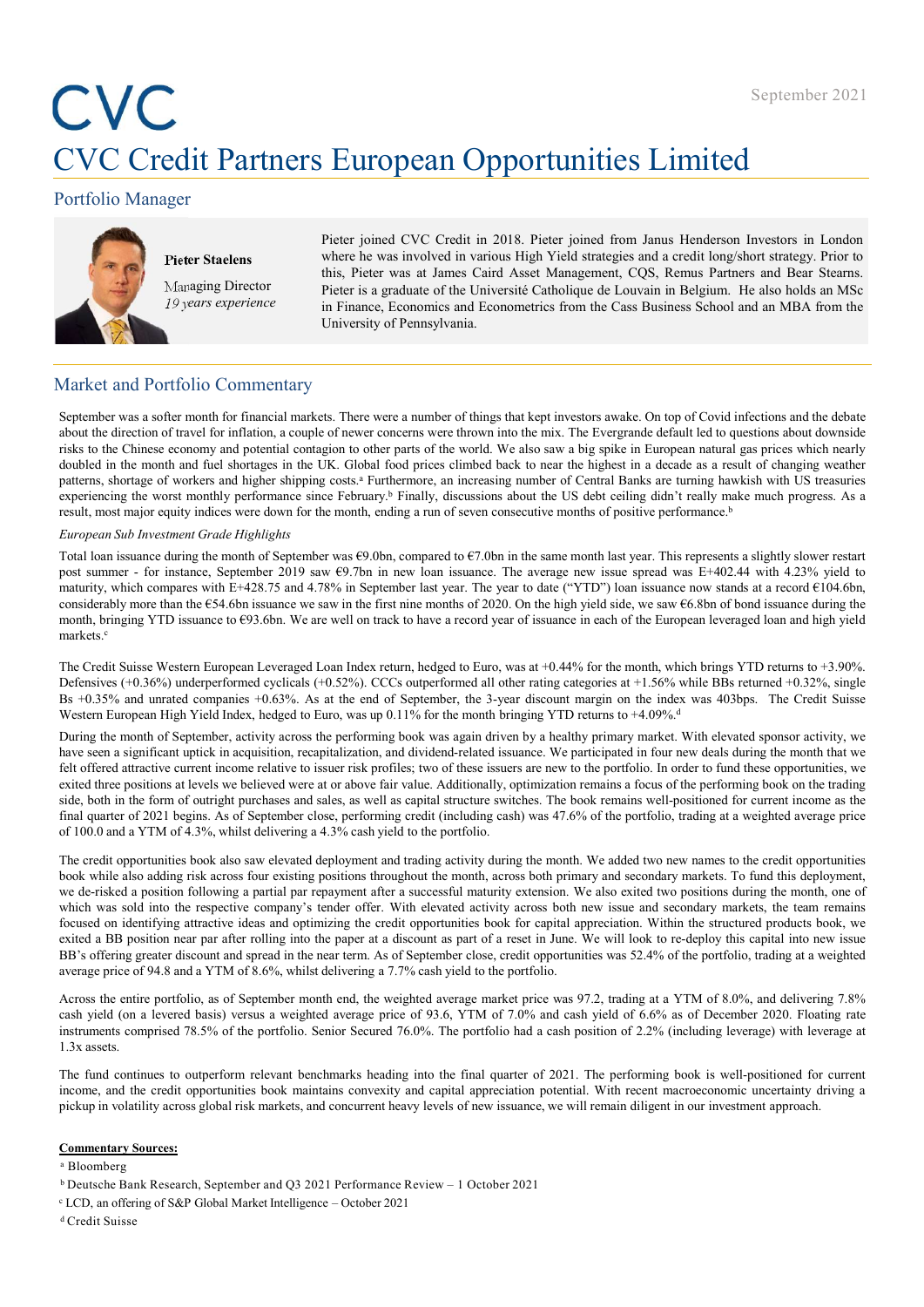September 2021

# CVC

# CVC Credit Partners European Opportunities Limited

## Portfolio Manager

**Pieter Staelens**

Managing Director
*19 years experience*

Pieter joined CVC Credit in 2018. Pieter joined from Janus Henderson Investors in London where he was involved in various High Yield strategies and a credit long/short strategy. Prior to this, Pieter was at James Caird Asset Management, CQS, Remus Partners and Bear Stearns. Pieter is a graduate of the Université Catholique de Louvain in Belgium. He also holds an MSc in Finance, Economics and Econometrics from the Cass Business School and an MBA from the University of Pennsylvania.

## Market and Portfolio Commentary

September was a softer month for financial markets. There were a number of things that kept investors awake. On top of Covid infections and the debate about the direction of travel for inflation, a couple of newer concerns were thrown into the mix. The Evergrande default led to questions about downside risks to the Chinese economy and potential contagion to other parts of the world. We also saw a big spike in European natural gas prices which nearly doubled in the month and fuel shortages in the UK. Global food prices climbed back to near the highest in a decade as a result of changing weather patterns, shortage of workers and higher shipping costs.[a] Furthermore, an increasing number of Central Banks are turning hawkish with US treasuries experiencing the worst monthly performance since February.[b] Finally, discussions about the US debt ceiling didn't really make much progress. As a result, most major equity indices were down for the month, ending a run of seven consecutive months of positive performance.[b]

*European Sub Investment Grade Highlights*

Total loan issuance during the month of September was €9.0bn, compared to €7.0bn in the same month last year. This represents a slightly slower restart post summer - for instance, September 2019 saw €9.7bn in new loan issuance. The average new issue spread was E+402.44 with 4.23% yield to maturity, which compares with E+428.75 and 4.78% in September last year. The year to date ("YTD") loan issuance now stands at a record €104.6bn, considerably more than the €54.6bn issuance we saw in the first nine months of 2020. On the high yield side, we saw €6.8bn of bond issuance during the month, bringing YTD issuance to €93.6bn. We are well on track to have a record year of issuance in each of the European leveraged loan and high yield markets.[c]

The Credit Suisse Western European Leveraged Loan Index return, hedged to Euro, was at +0.44% for the month, which brings YTD returns to +3.90%. Defensives (+0.36%) underperformed cyclicals (+0.52%). CCCs outperformed all other rating categories at +1.56% while BBs returned +0.32%, single Bs +0.35% and unrated companies +0.63%. As at the end of September, the 3-year discount margin on the index was 403bps. The Credit Suisse Western European High Yield Index, hedged to Euro, was up 0.11% for the month bringing YTD returns to +4.09%.[d]

During the month of September, activity across the performing book was again driven by a healthy primary market. With elevated sponsor activity, we have seen a significant uptick in acquisition, recapitalization, and dividend-related issuance. We participated in four new deals during the month that we felt offered attractive current income relative to issuer risk profiles; two of these issuers are new to the portfolio. In order to fund these opportunities, we exited three positions at levels we believed were at or above fair value. Additionally, optimization remains a focus of the performing book on the trading side, both in the form of outright purchases and sales, as well as capital structure switches. The book remains well-positioned for current income as the final quarter of 2021 begins. As of September close, performing credit (including cash) was 47.6% of the portfolio, trading at a weighted average price of 100.0 and a YTM of 4.3%, whilst delivering a 4.3% cash yield to the portfolio.

The credit opportunities book also saw elevated deployment and trading activity during the month. We added two new names to the credit opportunities book while also adding risk across four existing positions throughout the month, across both primary and secondary markets. To fund this deployment, we de-risked a position following a partial par repayment after a successful maturity extension. We also exited two positions during the month, one of which was sold into the respective company's tender offer. With elevated activity across both new issue and secondary markets, the team remains focused on identifying attractive ideas and optimizing the credit opportunities book for capital appreciation. Within the structured products book, we exited a BB position near par after rolling into the paper at a discount as part of a reset in June. We will look to re-deploy this capital into new issue BB's offering greater discount and spread in the near term. As of September close, credit opportunities was 52.4% of the portfolio, trading at a weighted average price of 94.8 and a YTM of 8.6%, whilst delivering a 7.7% cash yield to the portfolio.

Across the entire portfolio, as of September month end, the weighted average market price was 97.2, trading at a YTM of 8.0%, and delivering 7.8% cash yield (on a levered basis) versus a weighted average price of 93.6, YTM of 7.0% and cash yield of 6.6% as of December 2020. Floating rate instruments comprised 78.5% of the portfolio. Senior Secured 76.0%. The portfolio had a cash position of 2.2% (including leverage) with leverage at 1.3x assets.

The fund continues to outperform relevant benchmarks heading into the final quarter of 2021. The performing book is well-positioned for current income, and the credit opportunities book maintains convexity and capital appreciation potential. With recent macroeconomic uncertainty driving a pickup in volatility across global risk markets, and concurrent heavy levels of new issuance, we will remain diligent in our investment approach.

**Commentary Sources:**

[a] Bloomberg

[b] Deutsche Bank Research, September and Q3 2021 Performance Review – 1 October 2021

[c] LCD, an offering of S&P Global Market Intelligence – October 2021

[d] Credit Suisse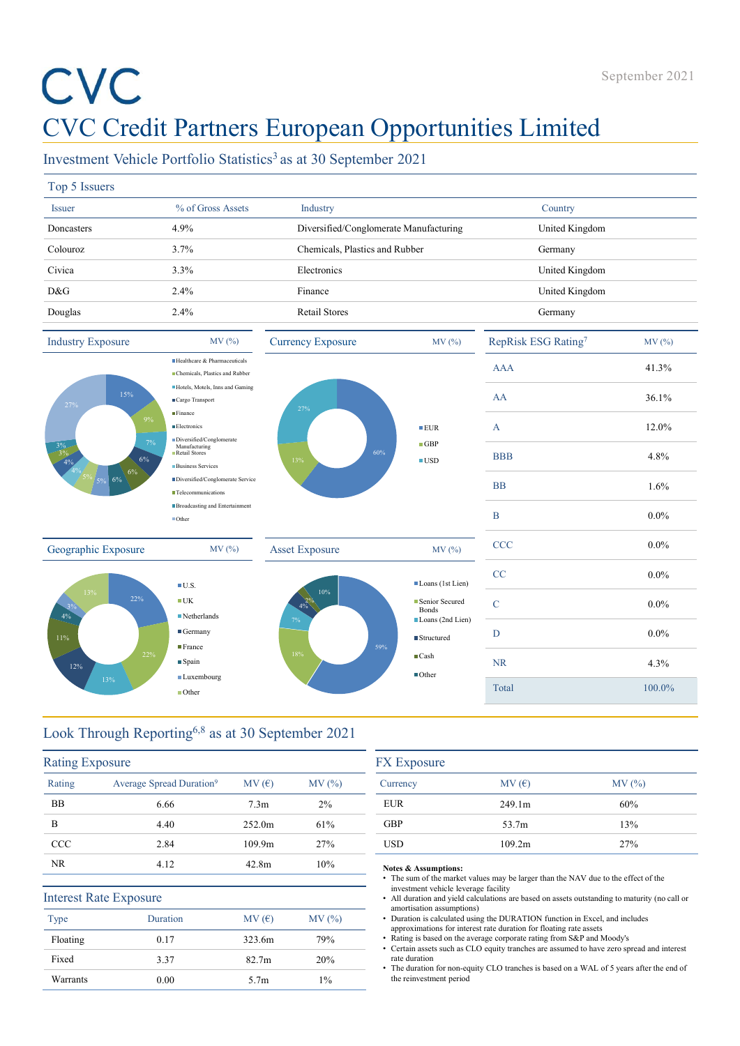# CVC Credit Partners European Opportunities Limited

September 2021

## Investment Vehicle Portfolio Statistics[3] as at 30 September 2021

### Top 5 Issuers

| Issuer | % of Gross Assets | Industry | Country |
|---|---|---|---|
| Doncasters | 4.9% | Diversified/Conglomerate Manufacturing | United Kingdom |
| Colouroz | 3.7% | Chemicals, Plastics and Rubber | Germany |
| Civica | 3.3% | Electronics | United Kingdom |
| D&G | 2.4% | Finance | United Kingdom |
| Douglas | 2.4% | Retail Stores | Germany |

### Industry Exposure — MV (%)

- Healthcare & Pharmaceuticals: 15%
- Chemicals, Plastics and Rubber: 9%
- Hotels, Motels, Inns and Gaming: 7%
- Cargo Transport: 6%
- Finance: 6%
- Electronics: 6%
- Diversified/Conglomerate Manufacturing: 5%
- Retail Stores: 5%
- Business Services: 4%
- Diversified/Conglomerate Service: 4%
- Telecommunications: 3%
- Broadcasting and Entertainment: 3%
- Other: 27%

### Currency Exposure — MV (%)

- EUR: 60%
- GBP: 13%
- USD: 27%

### RepRisk ESG Rating[7]

| RepRisk ESG Rating | MV (%) |
|---|---|
| AAA | 41.3% |
| AA | 36.1% |
| A | 12.0% |
| BBB | 4.8% |
| BB | 1.6% |
| B | 0.0% |
| CCC | 0.0% |
| CC | 0.0% |
| C | 0.0% |
| D | 0.0% |
| NR | 4.3% |
| Total | 100.0% |

### Geographic Exposure — MV (%)

- U.S.: 22%
- UK: 22%
- Netherlands: 13%
- Germany: 12%
- France: 11%
- Spain: 4%
- Luxembourg: 3%
- Other: 13%

### Asset Exposure — MV (%)

- Loans (1st Lien): 59%
- Senior Secured Bonds: 18%
- Loans (2nd Lien): 7%
- Structured: 4%
- Cash: 2%
- Other: 10%

## Look Through Reporting[6,8] as at 30 September 2021

### Rating Exposure

| Rating | Average Spread Duration[9] | MV (€) | MV (%) |
|---|---|---|---|
| BB | 6.66 | 7.3m | 2% |
| B | 4.40 | 252.0m | 61% |
| CCC | 2.84 | 109.9m | 27% |
| NR | 4.12 | 42.8m | 10% |

### Interest Rate Exposure

| Type | Duration | MV (€) | MV (%) |
|---|---|---|---|
| Floating | 0.17 | 323.6m | 79% |
| Fixed | 3.37 | 82.7m | 20% |
| Warrants | 0.00 | 5.7m | 1% |

### FX Exposure

| Currency | MV (€) | MV (%) |
|---|---|---|
| EUR | 249.1m | 60% |
| GBP | 53.7m | 13% |
| USD | 109.2m | 27% |

**Notes & Assumptions:**

- The sum of the market values may be larger than the NAV due to the effect of the investment vehicle leverage facility
- All duration and yield calculations are based on assets outstanding to maturity (no call or amortisation assumptions)
- Duration is calculated using the DURATION function in Excel, and includes approximations for interest rate duration for floating rate assets
- Rating is based on the average corporate rating from S&P and Moody's
- Certain assets such as CLO equity tranches are assumed to have zero spread and interest rate duration
- The duration for non-equity CLO tranches is based on a WAL of 5 years after the end of the reinvestment period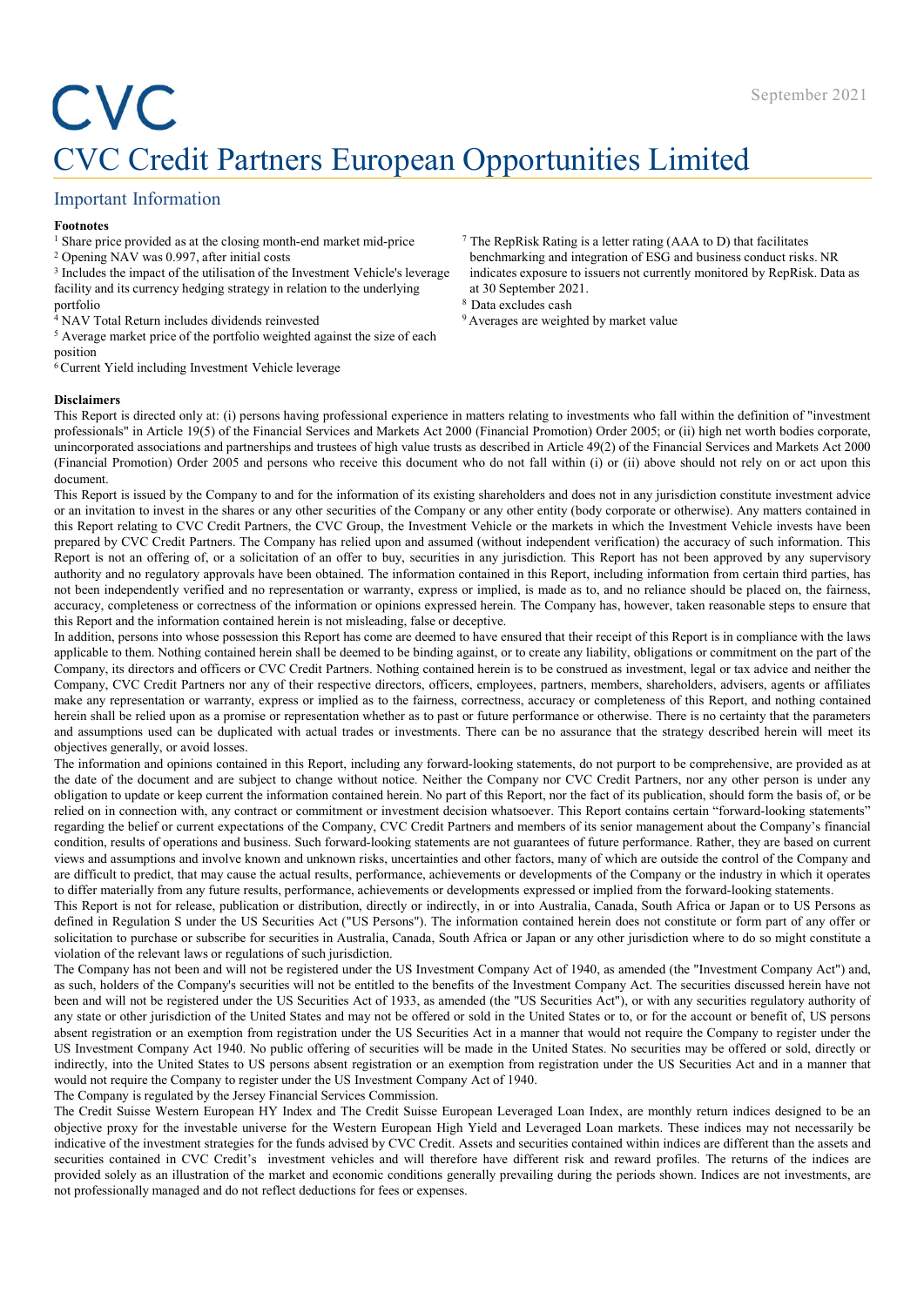# CVC

# CVC Credit Partners European Opportunities Limited

September 2021

## Important Information

**Footnotes**

[1] Share price provided as at the closing month-end market mid-price

[2] Opening NAV was 0.997, after initial costs

[3] Includes the impact of the utilisation of the Investment Vehicle's leverage facility and its currency hedging strategy in relation to the underlying portfolio

[4] NAV Total Return includes dividends reinvested

[5] Average market price of the portfolio weighted against the size of each position

[6] Current Yield including Investment Vehicle leverage

[7] The RepRisk Rating is a letter rating (AAA to D) that facilitates benchmarking and integration of ESG and business conduct risks. NR indicates exposure to issuers not currently monitored by RepRisk. Data as at 30 September 2021.

[8] Data excludes cash

[9] Averages are weighted by market value

**Disclaimers**

This Report is directed only at: (i) persons having professional experience in matters relating to investments who fall within the definition of "investment professionals" in Article 19(5) of the Financial Services and Markets Act 2000 (Financial Promotion) Order 2005; or (ii) high net worth bodies corporate, unincorporated associations and partnerships and trustees of high value trusts as described in Article 49(2) of the Financial Services and Markets Act 2000 (Financial Promotion) Order 2005 and persons who receive this document who do not fall within (i) or (ii) above should not rely on or act upon this document.

This Report is issued by the Company to and for the information of its existing shareholders and does not in any jurisdiction constitute investment advice or an invitation to invest in the shares or any other securities of the Company or any other entity (body corporate or otherwise). Any matters contained in this Report relating to CVC Credit Partners, the CVC Group, the Investment Vehicle or the markets in which the Investment Vehicle invests have been prepared by CVC Credit Partners. The Company has relied upon and assumed (without independent verification) the accuracy of such information. This Report is not an offering of, or a solicitation of an offer to buy, securities in any jurisdiction. This Report has not been approved by any supervisory authority and no regulatory approvals have been obtained. The information contained in this Report, including information from certain third parties, has not been independently verified and no representation or warranty, express or implied, is made as to, and no reliance should be placed on, the fairness, accuracy, completeness or correctness of the information or opinions expressed herein. The Company has, however, taken reasonable steps to ensure that this Report and the information contained herein is not misleading, false or deceptive.

In addition, persons into whose possession this Report has come are deemed to have ensured that their receipt of this Report is in compliance with the laws applicable to them. Nothing contained herein shall be deemed to be binding against, or to create any liability, obligations or commitment on the part of the Company, its directors and officers or CVC Credit Partners. Nothing contained herein is to be construed as investment, legal or tax advice and neither the Company, CVC Credit Partners nor any of their respective directors, officers, employees, partners, members, shareholders, advisers, agents or affiliates make any representation or warranty, express or implied as to the fairness, correctness, accuracy or completeness of this Report, and nothing contained herein shall be relied upon as a promise or representation whether as to past or future performance or otherwise. There is no certainty that the parameters and assumptions used can be duplicated with actual trades or investments. There can be no assurance that the strategy described herein will meet its objectives generally, or avoid losses.

The information and opinions contained in this Report, including any forward-looking statements, do not purport to be comprehensive, are provided as at the date of the document and are subject to change without notice. Neither the Company nor CVC Credit Partners, nor any other person is under any obligation to update or keep current the information contained herein. No part of this Report, nor the fact of its publication, should form the basis of, or be relied on in connection with, any contract or commitment or investment decision whatsoever. This Report contains certain "forward-looking statements" regarding the belief or current expectations of the Company, CVC Credit Partners and members of its senior management about the Company's financial condition, results of operations and business. Such forward-looking statements are not guarantees of future performance. Rather, they are based on current views and assumptions and involve known and unknown risks, uncertainties and other factors, many of which are outside the control of the Company and are difficult to predict, that may cause the actual results, performance, achievements or developments of the Company or the industry in which it operates to differ materially from any future results, performance, achievements or developments expressed or implied from the forward-looking statements.

This Report is not for release, publication or distribution, directly or indirectly, in or into Australia, Canada, South Africa or Japan or to US Persons as defined in Regulation S under the US Securities Act ("US Persons"). The information contained herein does not constitute or form part of any offer or solicitation to purchase or subscribe for securities in Australia, Canada, South Africa or Japan or any other jurisdiction where to do so might constitute a violation of the relevant laws or regulations of such jurisdiction.

The Company has not been and will not be registered under the US Investment Company Act of 1940, as amended (the "Investment Company Act") and, as such, holders of the Company's securities will not be entitled to the benefits of the Investment Company Act. The securities discussed herein have not been and will not be registered under the US Securities Act of 1933, as amended (the "US Securities Act"), or with any securities regulatory authority of any state or other jurisdiction of the United States and may not be offered or sold in the United States or to, or for the account or benefit of, US persons absent registration or an exemption from registration under the US Securities Act in a manner that would not require the Company to register under the US Investment Company Act 1940. No public offering of securities will be made in the United States. No securities may be offered or sold, directly or indirectly, into the United States to US persons absent registration or an exemption from registration under the US Securities Act and in a manner that would not require the Company to register under the US Investment Company Act of 1940.

The Company is regulated by the Jersey Financial Services Commission.

The Credit Suisse Western European HY Index and The Credit Suisse European Leveraged Loan Index, are monthly return indices designed to be an objective proxy for the investable universe for the Western European High Yield and Leveraged Loan markets. These indices may not necessarily be indicative of the investment strategies for the funds advised by CVC Credit. Assets and securities contained within indices are different than the assets and securities contained in CVC Credit's investment vehicles and will therefore have different risk and reward profiles. The returns of the indices are provided solely as an illustration of the market and economic conditions generally prevailing during the periods shown. Indices are not investments, are not professionally managed and do not reflect deductions for fees or expenses.